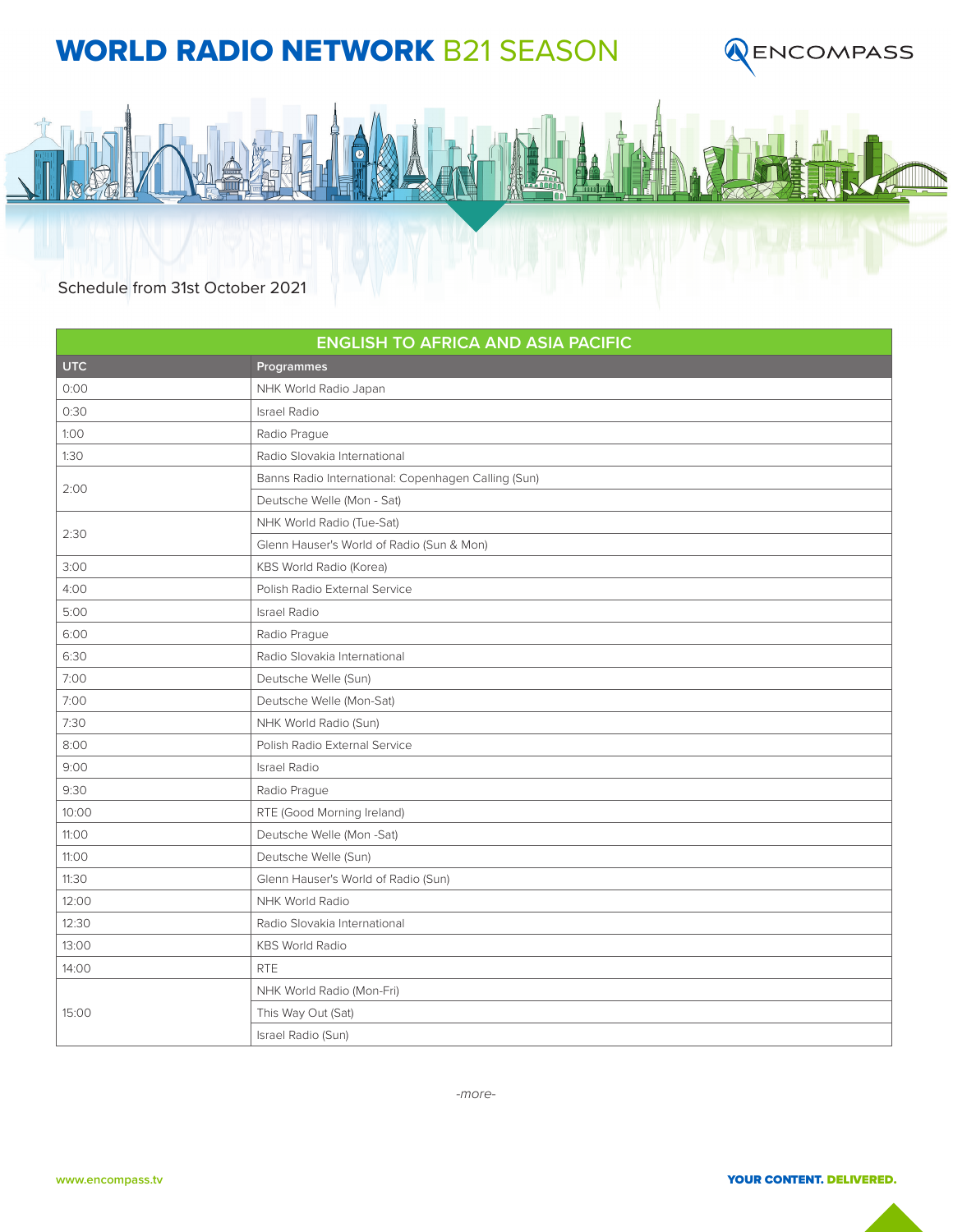# WORLD RADIO NETWORK B21 SEASON

Schedule from 31st October 2021

| ENGLISH TO AFRICA AND ASIA PACIFIC | |
|---|---|
| **UTC** | **Programmes** |
| 0:00 | NHK World Radio Japan |
| 0:30 | Israel Radio |
| 1:00 | Radio Prague |
| 1:30 | Radio Slovakia International |
| 2:00 | Banns Radio International: Copenhagen Calling (Sun) |
| | Deutsche Welle (Mon - Sat) |
| 2:30 | NHK World Radio (Tue-Sat) |
| | Glenn Hauser's World of Radio (Sun & Mon) |
| 3:00 | KBS World Radio (Korea) |
| 4:00 | Polish Radio External Service |
| 5:00 | Israel Radio |
| 6:00 | Radio Prague |
| 6:30 | Radio Slovakia International |
| 7:00 | Deutsche Welle (Sun) |
| 7:00 | Deutsche Welle (Mon-Sat) |
| 7:30 | NHK World Radio (Sun) |
| 8:00 | Polish Radio External Service |
| 9:00 | Israel Radio |
| 9:30 | Radio Prague |
| 10:00 | RTE (Good Morning Ireland) |
| 11:00 | Deutsche Welle (Mon -Sat) |
| 11:00 | Deutsche Welle (Sun) |
| 11:30 | Glenn Hauser's World of Radio (Sun) |
| 12:00 | NHK World Radio |
| 12:30 | Radio Slovakia International |
| 13:00 | KBS World Radio |
| 14:00 | RTE |
| 15:00 | NHK World Radio (Mon-Fri) |
| | This Way Out (Sat) |
| | Israel Radio (Sun) |

*-more-*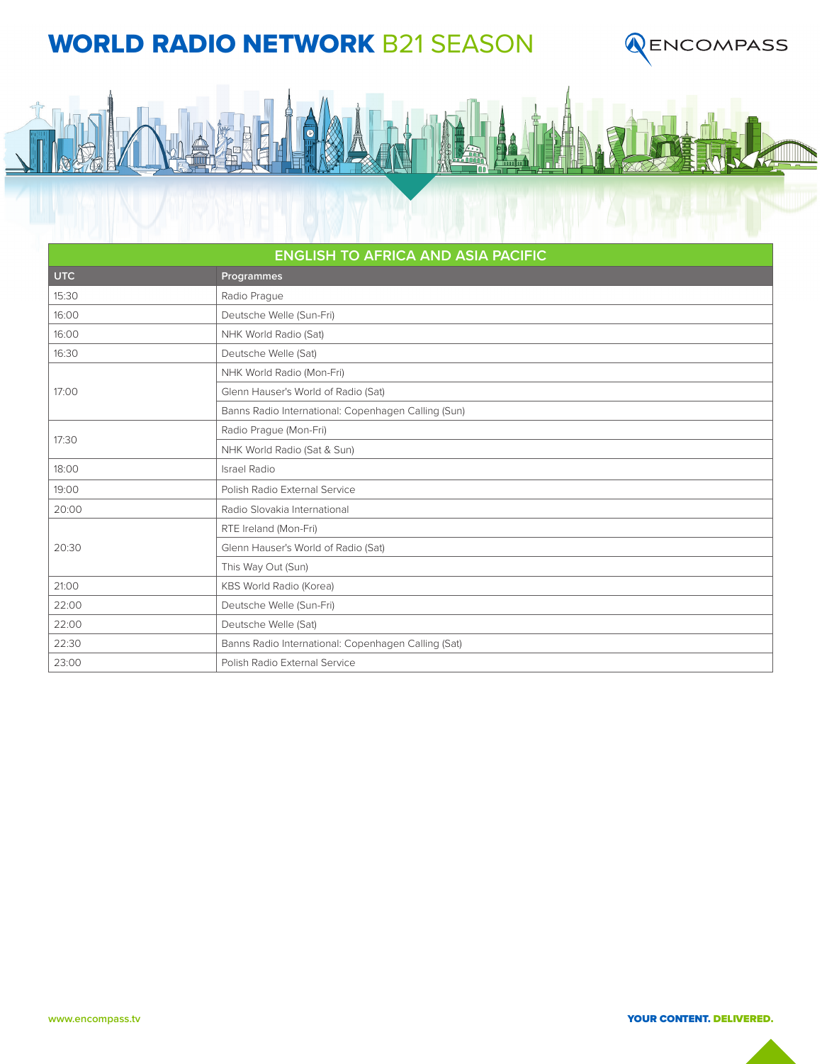# WORLD RADIO NETWORK B21 SEASON

## ENGLISH TO AFRICA AND ASIA PACIFIC

| UTC | Programmes |
|---|---|
| 15:30 | Radio Prague |
| 16:00 | Deutsche Welle (Sun-Fri) |
| 16:00 | NHK World Radio (Sat) |
| 16:30 | Deutsche Welle (Sat) |
| 17:00 | NHK World Radio (Mon-Fri) |
| | Glenn Hauser's World of Radio (Sat) |
| | Banns Radio International: Copenhagen Calling (Sun) |
| 17:30 | Radio Prague (Mon-Fri) |
| | NHK World Radio (Sat & Sun) |
| 18:00 | Israel Radio |
| 19:00 | Polish Radio External Service |
| 20:00 | Radio Slovakia International |
| 20:30 | RTE Ireland (Mon-Fri) |
| | Glenn Hauser's World of Radio (Sat) |
| | This Way Out (Sun) |
| 21:00 | KBS World Radio (Korea) |
| 22:00 | Deutsche Welle (Sun-Fri) |
| 22:00 | Deutsche Welle (Sat) |
| 22:30 | Banns Radio International: Copenhagen Calling (Sat) |
| 23:00 | Polish Radio External Service |

www.encompass.tv

YOUR CONTENT. DELIVERED.